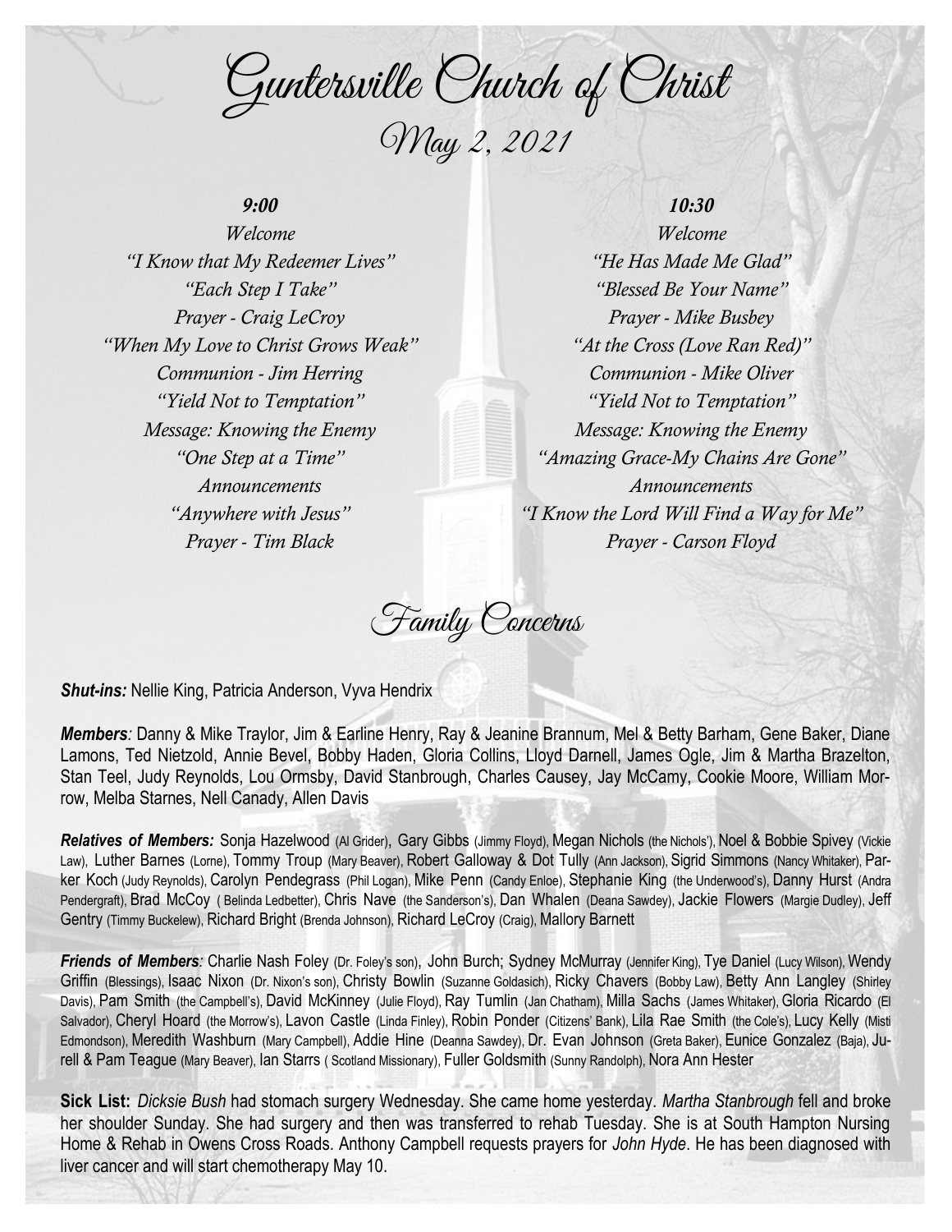# Guntersville Church of Christ

## May 2, 2021

### 9:00

*Welcome*
*"I Know that My Redeemer Lives"*
*"Each Step I Take"*
*Prayer - Craig LeCroy*
*"When My Love to Christ Grows Weak"*
*Communion - Jim Herring*
*"Yield Not to Temptation"*
*Message: Knowing the Enemy*
*"One Step at a Time"*
*Announcements*
*"Anywhere with Jesus"*
*Prayer - Tim Black*

### 10:30

*Welcome*
*"He Has Made Me Glad"*
*"Blessed Be Your Name"*
*Prayer - Mike Busbey*
*"At the Cross (Love Ran Red)"*
*Communion - Mike Oliver*
*"Yield Not to Temptation"*
*Message: Knowing the Enemy*
*"Amazing Grace-My Chains Are Gone"*
*Announcements*
*"I Know the Lord Will Find a Way for Me"*
*Prayer - Carson Floyd*

## Family Concerns

***Shut-ins:*** Nellie King, Patricia Anderson, Vyva Hendrix

***Members:*** Danny & Mike Traylor, Jim & Earline Henry, Ray & Jeanine Brannum, Mel & Betty Barham, Gene Baker, Diane Lamons, Ted Nietzold, Annie Bevel, Bobby Haden, Gloria Collins, Lloyd Darnell, James Ogle, Jim & Martha Brazelton, Stan Teel, Judy Reynolds, Lou Ormsby, David Stanbrough, Charles Causey, Jay McCamy, Cookie Moore, William Morrow, Melba Starnes, Nell Canady, Allen Davis

***Relatives of Members:*** Sonja Hazelwood (Al Grider), Gary Gibbs (Jimmy Floyd), Megan Nichols (the Nichols'), Noel & Bobbie Spivey (Vickie Law), Luther Barnes (Lorne), Tommy Troup (Mary Beaver), Robert Galloway & Dot Tully (Ann Jackson), Sigrid Simmons (Nancy Whitaker), Parker Koch (Judy Reynolds), Carolyn Pendegrass (Phil Logan), Mike Penn (Candy Enloe), Stephanie King (the Underwood's), Danny Hurst (Andra Pendergraft), Brad McCoy ( Belinda Ledbetter), Chris Nave (the Sanderson's), Dan Whalen (Deana Sawdey), Jackie Flowers (Margie Dudley), Jeff Gentry (Timmy Buckelew), Richard Bright (Brenda Johnson), Richard LeCroy (Craig), Mallory Barnett

***Friends of Members:*** Charlie Nash Foley (Dr. Foley's son), John Burch; Sydney McMurray (Jennifer King), Tye Daniel (Lucy Wilson), Wendy Griffin (Blessings), Isaac Nixon (Dr. Nixon's son), Christy Bowlin (Suzanne Goldasich), Ricky Chavers (Bobby Law), Betty Ann Langley (Shirley Davis), Pam Smith (the Campbell's), David McKinney (Julie Floyd), Ray Tumlin (Jan Chatham), Milla Sachs (James Whitaker), Gloria Ricardo (El Salvador), Cheryl Hoard (the Morrow's), Lavon Castle (Linda Finley), Robin Ponder (Citizens' Bank), Lila Rae Smith (the Cole's), Lucy Kelly (Misti Edmondson), Meredith Washburn (Mary Campbell), Addie Hine (Deanna Sawdey), Dr. Evan Johnson (Greta Baker), Eunice Gonzalez (Baja), Jurell & Pam Teague (Mary Beaver), Ian Starrs ( Scotland Missionary), Fuller Goldsmith (Sunny Randolph), Nora Ann Hester

**Sick List:** *Dicksie Bush* had stomach surgery Wednesday. She came home yesterday. *Martha Stanbrough* fell and broke her shoulder Sunday. She had surgery and then was transferred to rehab Tuesday. She is at South Hampton Nursing Home & Rehab in Owens Cross Roads. Anthony Campbell requests prayers for *John Hyde*. He has been diagnosed with liver cancer and will start chemotherapy May 10.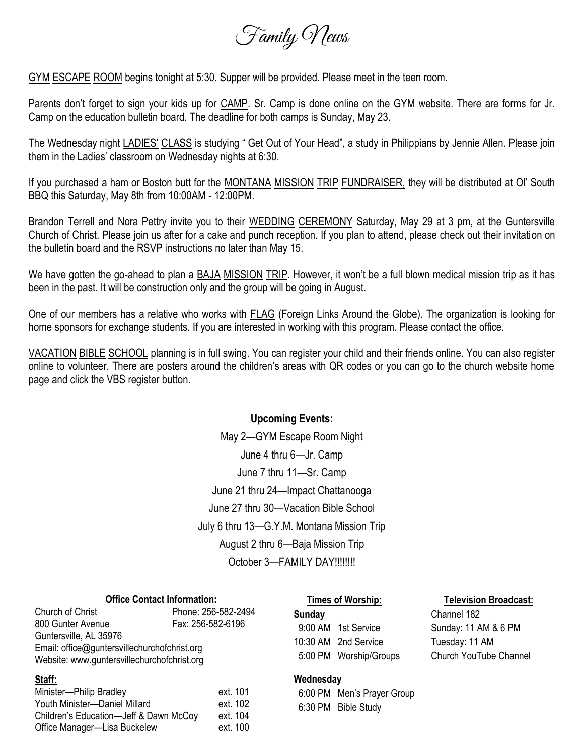# Family News

GYM ESCAPE ROOM begins tonight at 5:30. Supper will be provided. Please meet in the teen room.

Parents don't forget to sign your kids up for CAMP. Sr. Camp is done online on the GYM website. There are forms for Jr. Camp on the education bulletin board. The deadline for both camps is Sunday, May 23.

The Wednesday night LADIES' CLASS is studying " Get Out of Your Head", a study in Philippians by Jennie Allen. Please join them in the Ladies' classroom on Wednesday nights at 6:30.

If you purchased a ham or Boston butt for the MONTANA MISSION TRIP FUNDRAISER, they will be distributed at Ol' South BBQ this Saturday, May 8th from 10:00AM - 12:00PM.

Brandon Terrell and Nora Pettry invite you to their WEDDING CEREMONY Saturday, May 29 at 3 pm, at the Guntersville Church of Christ. Please join us after for a cake and punch reception. If you plan to attend, please check out their invitation on the bulletin board and the RSVP instructions no later than May 15.

We have gotten the go-ahead to plan a BAJA MISSION TRIP. However, it won't be a full blown medical mission trip as it has been in the past. It will be construction only and the group will be going in August.

One of our members has a relative who works with FLAG (Foreign Links Around the Globe). The organization is looking for home sponsors for exchange students. If you are interested in working with this program. Please contact the office.

VACATION BIBLE SCHOOL planning is in full swing. You can register your child and their friends online. You can also register online to volunteer. There are posters around the children's areas with QR codes or you can go to the church website home page and click the VBS register button.

**Upcoming Events:**

May 2—GYM Escape Room Night

June 4 thru 6—Jr. Camp

June 7 thru 11—Sr. Camp

June 21 thru 24—Impact Chattanooga

June 27 thru 30—Vacation Bible School

July 6 thru 13—G.Y.M. Montana Mission Trip

August 2 thru 6—Baja Mission Trip

October 3—FAMILY DAY!!!!!!!!

**Office Contact Information:**

Church of Christ
800 Gunter Avenue
Guntersville, AL 35976
Phone: 256-582-2494
Fax: 256-582-6196
Email: office@guntersvillechurchofchrist.org
Website: www.guntersvillechurchofchrist.org

**Staff:**

| | |
|---|---|
| Minister—Philip Bradley | ext. 101 |
| Youth Minister—Daniel Millard | ext. 102 |
| Children's Education—Jeff & Dawn McCoy | ext. 104 |
| Office Manager—Lisa Buckelew | ext. 100 |

**Times of Worship:**

**Sunday**

9:00 AM 1st Service
10:30 AM 2nd Service
5:00 PM Worship/Groups

**Wednesday**

6:00 PM Men's Prayer Group
6:30 PM Bible Study

**Television Broadcast:**

Channel 182
Sunday: 11 AM & 6 PM
Tuesday: 11 AM
Church YouTube Channel